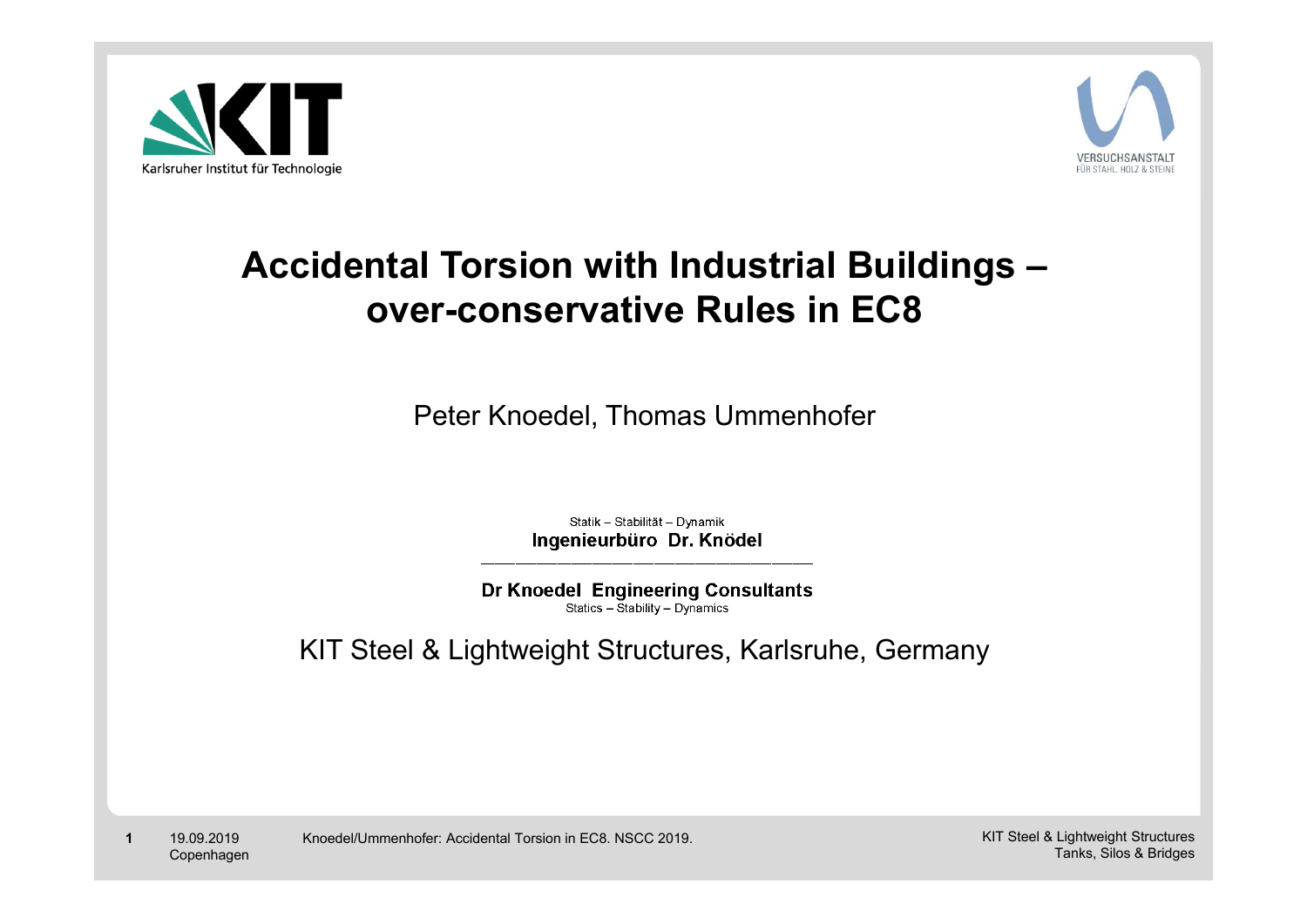Karlsruher Institut für Technologie

VERSUCHSANSTALT FÜR STAHL, HOLZ & STEINE

# Accidental Torsion with Industrial Buildings – over-conservative Rules in EC8

Peter Knoedel, Thomas Ummenhofer

Statik – Stabilität – Dynamik
**Ingenieurbüro Dr. Knödel**

**Dr Knoedel Engineering Consultants**
Statics – Stability – Dynamics

KIT Steel & Lightweight Structures, Karlsruhe, Germany

19.09.2019
Copenhagen

Knoedel/Ummenhofer: Accidental Torsion in EC8. NSCC 2019.

KIT Steel & Lightweight Structures
Tanks, Silos & Bridges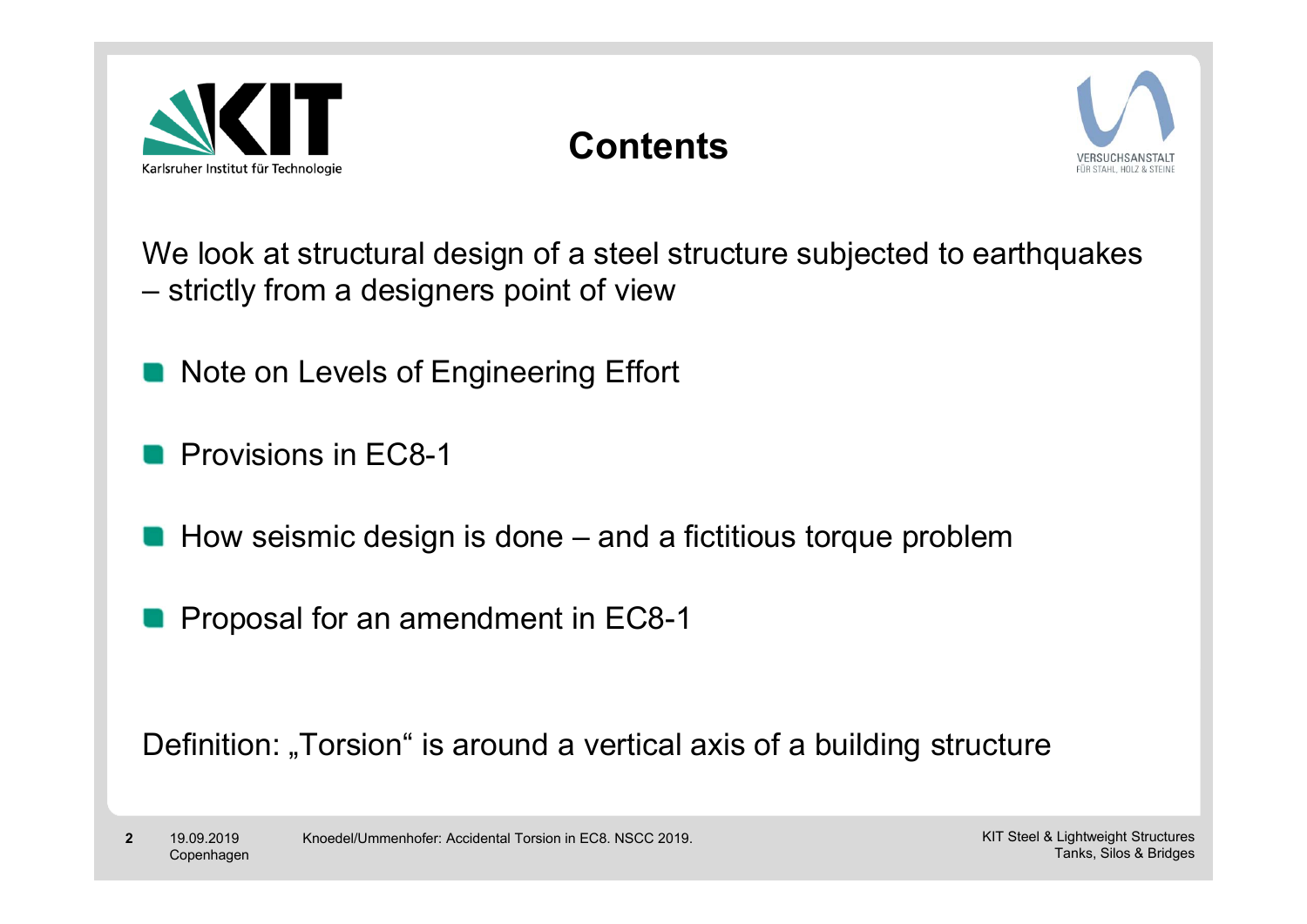# Contents

We look at structural design of a steel structure subjected to earthquakes – strictly from a designers point of view

- Note on Levels of Engineering Effort
- Provisions in EC8-1
- How seismic design is done – and a fictitious torque problem
- Proposal for an amendment in EC8-1

Definition: „Torsion“ is around a vertical axis of a building structure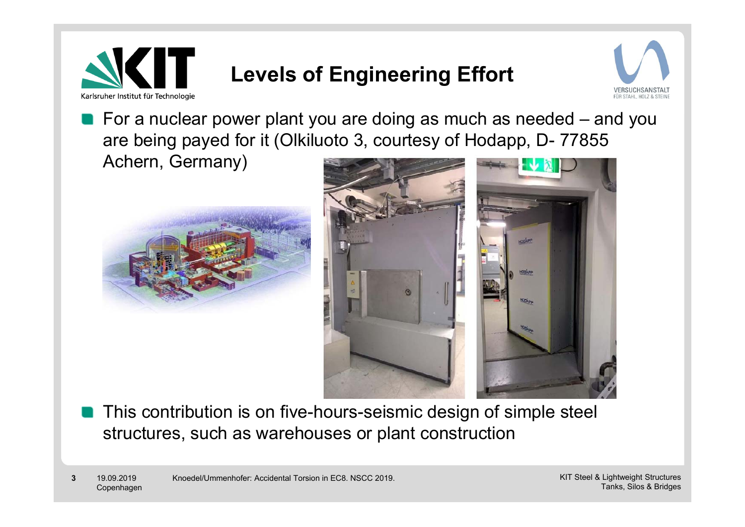# Levels of Engineering Effort

- For a nuclear power plant you are doing as much as needed – and you are being payed for it (Olkiluoto 3, courtesy of Hodapp, D- 77855 Achern, Germany)
- This contribution is on five-hours-seismic design of simple steel structures, such as warehouses or plant construction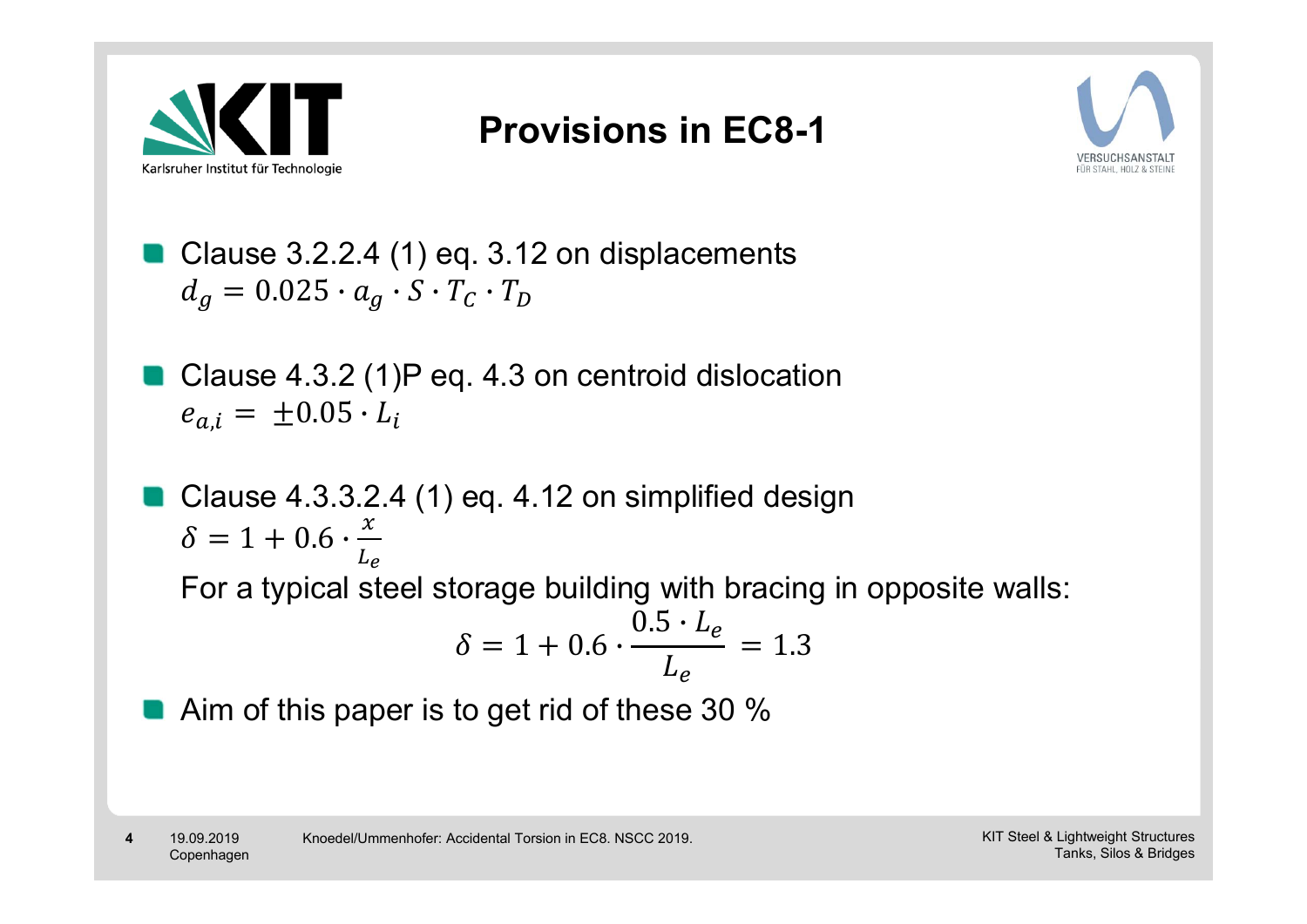# Provisions in EC8-1

- Clause 3.2.2.4 (1) eq. 3.12 on displacements
  $d_g = 0.025 \cdot a_g \cdot S \cdot T_C \cdot T_D$

- Clause 4.3.2 (1)P eq. 4.3 on centroid dislocation
  $e_{a,i} = \pm 0.05 \cdot L_i$

- Clause 4.3.3.2.4 (1) eq. 4.12 on simplified design
  $\delta = 1 + 0.6 \cdot \frac{x}{L_e}$
  For a typical steel storage building with bracing in opposite walls:
  $$\delta = 1 + 0.6 \cdot \frac{0.5 \cdot L_e}{L_e} = 1.3$$

- Aim of this paper is to get rid of these 30 %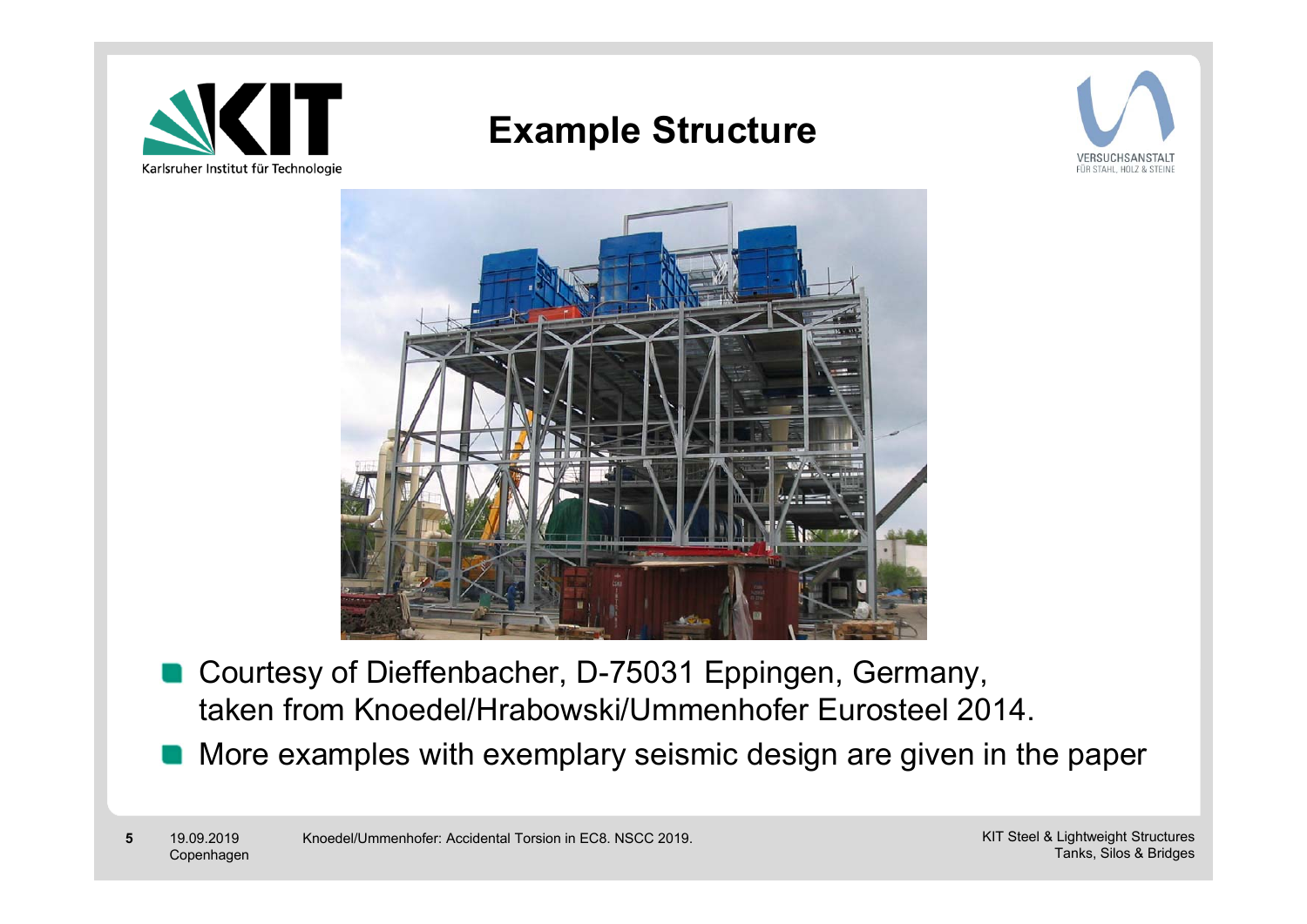# Example Structure

- Courtesy of Dieffenbacher, D-75031 Eppingen, Germany, taken from Knoedel/Hrabowski/Ummenhofer Eurosteel 2014.
- More examples with exemplary seismic design are given in the paper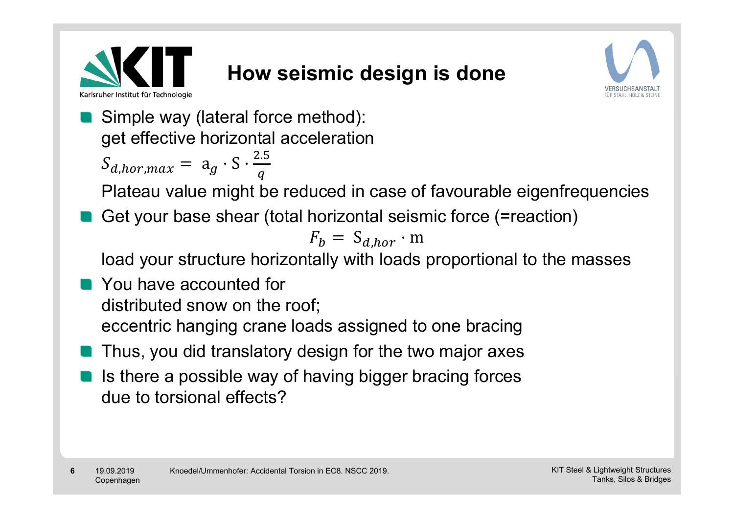# How seismic design is done

- Simple way (lateral force method): get effective horizontal acceleration
  $S_{d,hor,max} = a_g \cdot S \cdot \frac{2.5}{q}$
  Plateau value might be reduced in case of favourable eigenfrequencies
- Get your base shear (total horizontal seismic force (=reaction)
  $$F_b = S_{d,hor} \cdot m$$
  load your structure horizontally with loads proportional to the masses
- You have accounted for
  distributed snow on the roof;
  eccentric hanging crane loads assigned to one bracing
- Thus, you did translatory design for the two major axes
- Is there a possible way of having bigger bracing forces due to torsional effects?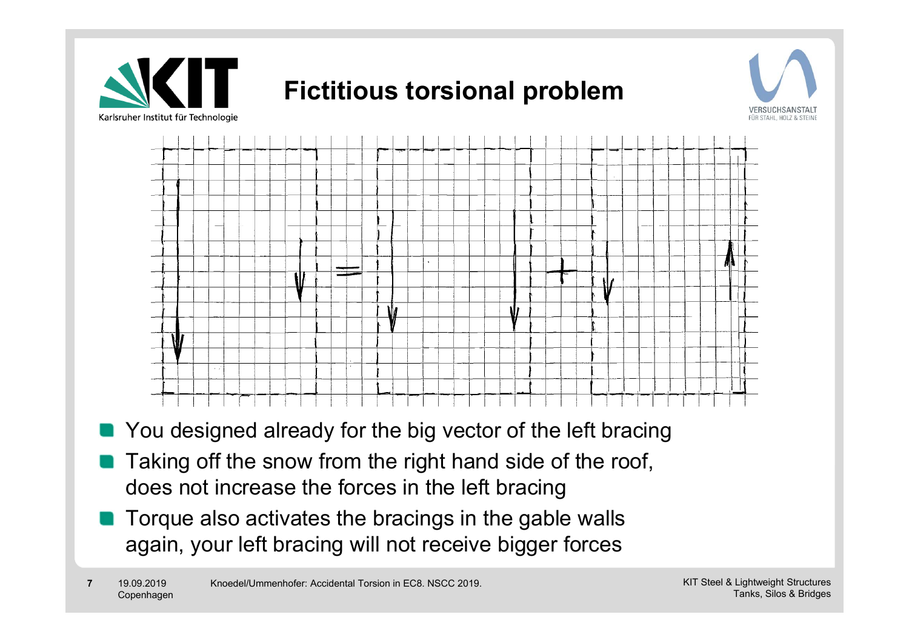# Fictitious torsional problem

- You designed already for the big vector of the left bracing
- Taking off the snow from the right hand side of the roof, does not increase the forces in the left bracing
- Torque also activates the bracings in the gable walls again, your left bracing will not receive bigger forces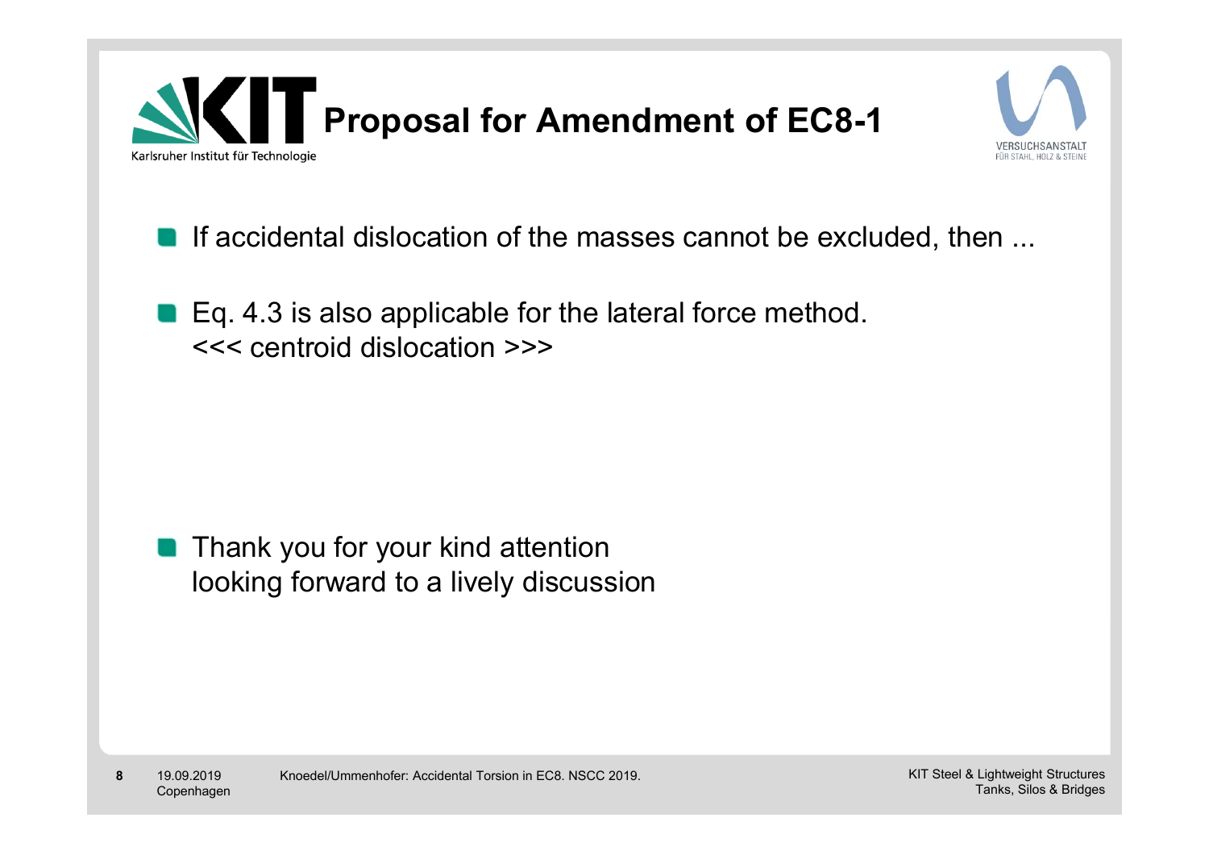# Proposal for Amendment of EC8-1

- If accidental dislocation of the masses cannot be excluded, then ...
- Eq. 4.3 is also applicable for the lateral force method.
  <<< centroid dislocation >>>

- Thank you for your kind attention
  looking forward to a lively discussion